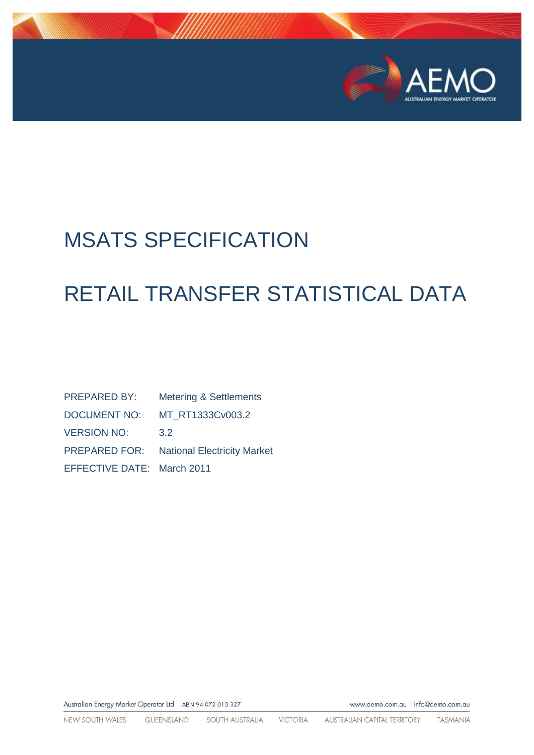# MSATS SPECIFICATION

# RETAIL TRANSFER STATISTICAL DATA

| | |
|---|---|
| PREPARED BY: | Metering & Settlements |
| DOCUMENT NO: | MT_RT1333Cv003.2 |
| VERSION NO: | 3.2 |
| PREPARED FOR: | National Electricity Market |
| EFFECTIVE DATE: | March 2011 |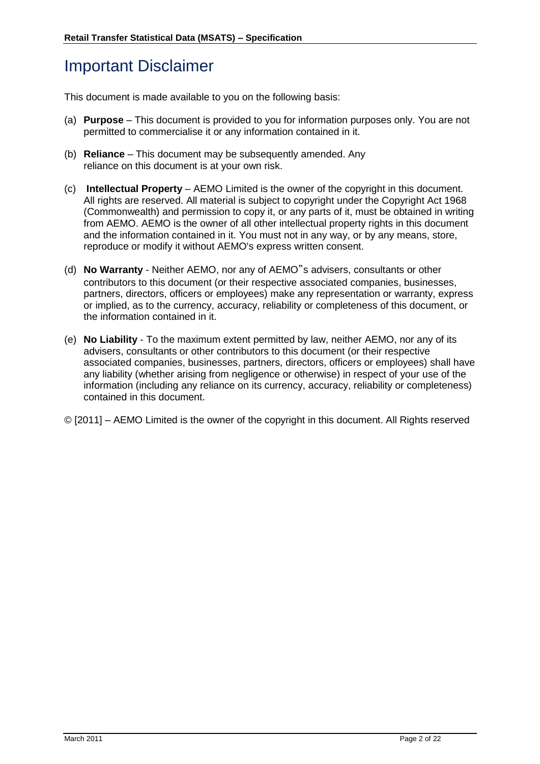# Important Disclaimer

This document is made available to you on the following basis:

(a) **Purpose** – This document is provided to you for information purposes only. You are not permitted to commercialise it or any information contained in it.

(b) **Reliance** – This document may be subsequently amended. Any reliance on this document is at your own risk.

(c) **Intellectual Property** – AEMO Limited is the owner of the copyright in this document. All rights are reserved. All material is subject to copyright under the Copyright Act 1968 (Commonwealth) and permission to copy it, or any parts of it, must be obtained in writing from AEMO. AEMO is the owner of all other intellectual property rights in this document and the information contained in it. You must not in any way, or by any means, store, reproduce or modify it without AEMO's express written consent.

(d) **No Warranty** - Neither AEMO, nor any of AEMO"s advisers, consultants or other contributors to this document (or their respective associated companies, businesses, partners, directors, officers or employees) make any representation or warranty, express or implied, as to the currency, accuracy, reliability or completeness of this document, or the information contained in it.

(e) **No Liability** - To the maximum extent permitted by law, neither AEMO, nor any of its advisers, consultants or other contributors to this document (or their respective associated companies, businesses, partners, directors, officers or employees) shall have any liability (whether arising from negligence or otherwise) in respect of your use of the information (including any reliance on its currency, accuracy, reliability or completeness) contained in this document.

© [2011] – AEMO Limited is the owner of the copyright in this document. All Rights reserved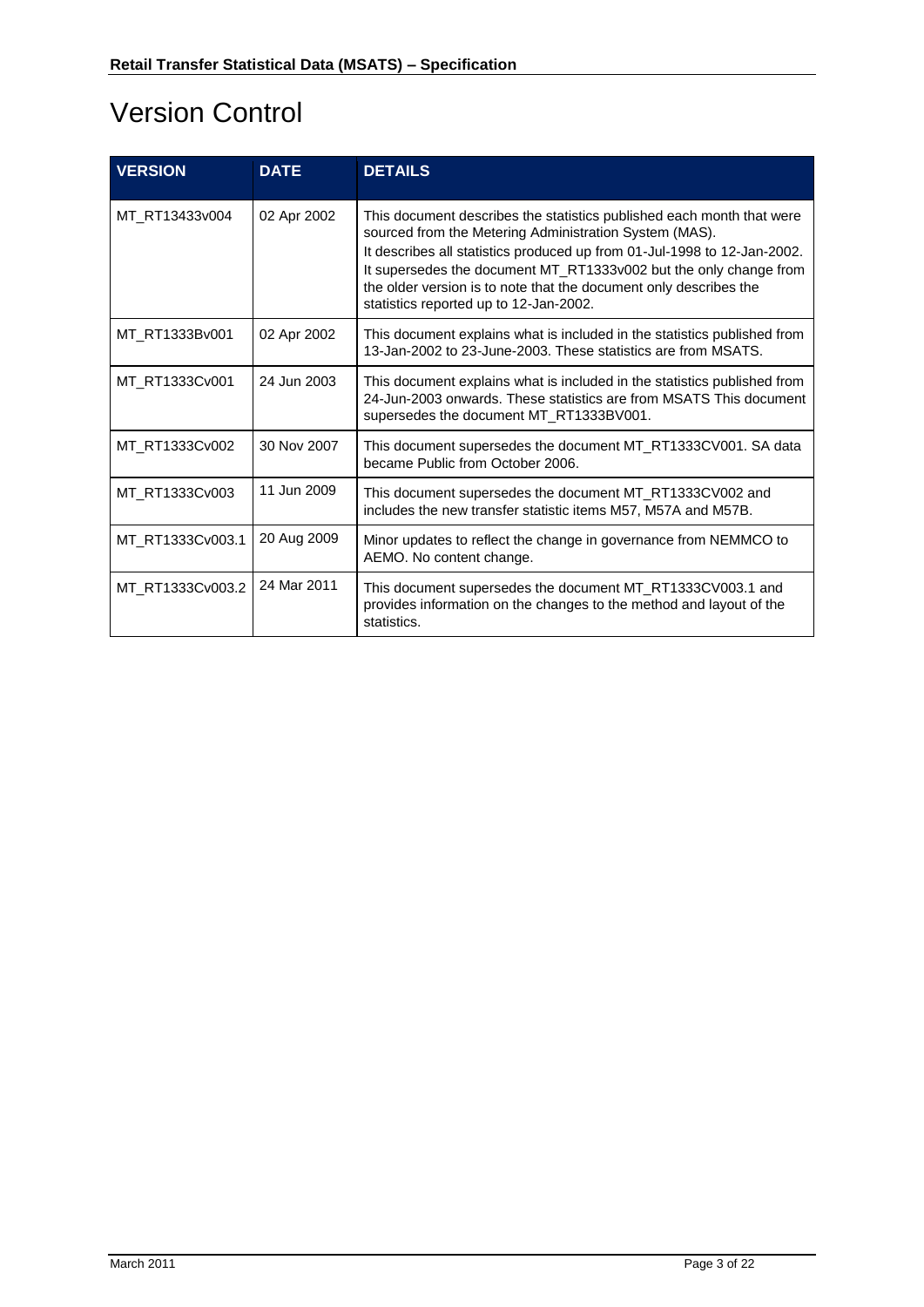# Version Control

| VERSION | DATE | DETAILS |
|---|---|---|
| MT_RT13433v004 | 02 Apr 2002 | This document describes the statistics published each month that were sourced from the Metering Administration System (MAS). It describes all statistics produced up from 01-Jul-1998 to 12-Jan-2002. It supersedes the document MT_RT1333v002 but the only change from the older version is to note that the document only describes the statistics reported up to 12-Jan-2002. |
| MT_RT1333Bv001 | 02 Apr 2002 | This document explains what is included in the statistics published from 13-Jan-2002 to 23-June-2003. These statistics are from MSATS. |
| MT_RT1333Cv001 | 24 Jun 2003 | This document explains what is included in the statistics published from 24-Jun-2003 onwards. These statistics are from MSATS This document supersedes the document MT_RT1333BV001. |
| MT_RT1333Cv002 | 30 Nov 2007 | This document supersedes the document MT_RT1333CV001. SA data became Public from October 2006. |
| MT_RT1333Cv003 | 11 Jun 2009 | This document supersedes the document MT_RT1333CV002 and includes the new transfer statistic items M57, M57A and M57B. |
| MT_RT1333Cv003.1 | 20 Aug 2009 | Minor updates to reflect the change in governance from NEMMCO to AEMO. No content change. |
| MT_RT1333Cv003.2 | 24 Mar 2011 | This document supersedes the document MT_RT1333CV003.1 and provides information on the changes to the method and layout of the statistics. |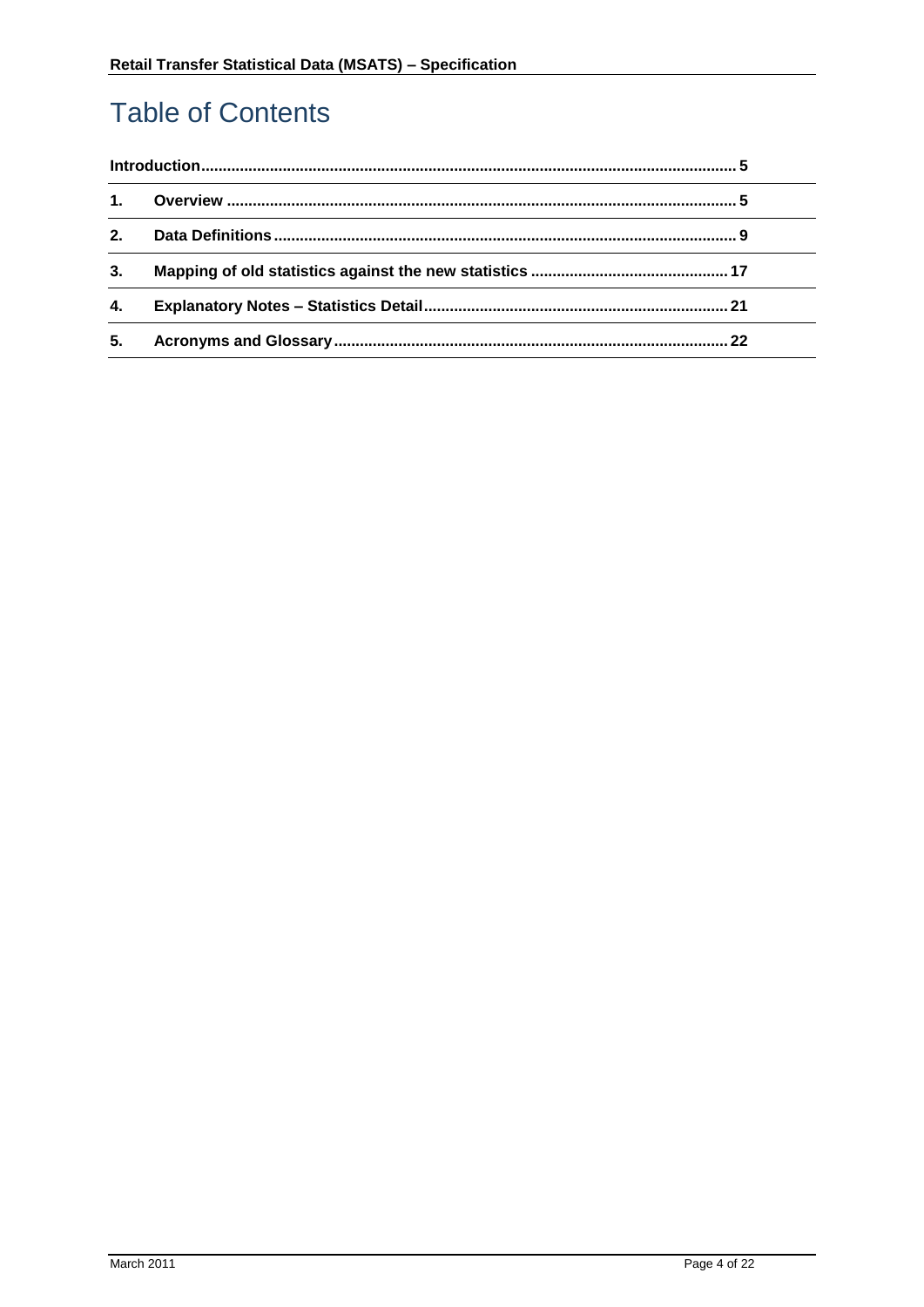# Table of Contents

| | | |
|---|---|---|
| **Introduction** | | **5** |
| **1.** | **Overview** | **5** |
| **2.** | **Data Definitions** | **9** |
| **3.** | **Mapping of old statistics against the new statistics** | **17** |
| **4.** | **Explanatory Notes – Statistics Detail** | **21** |
| **5.** | **Acronyms and Glossary** | **22** |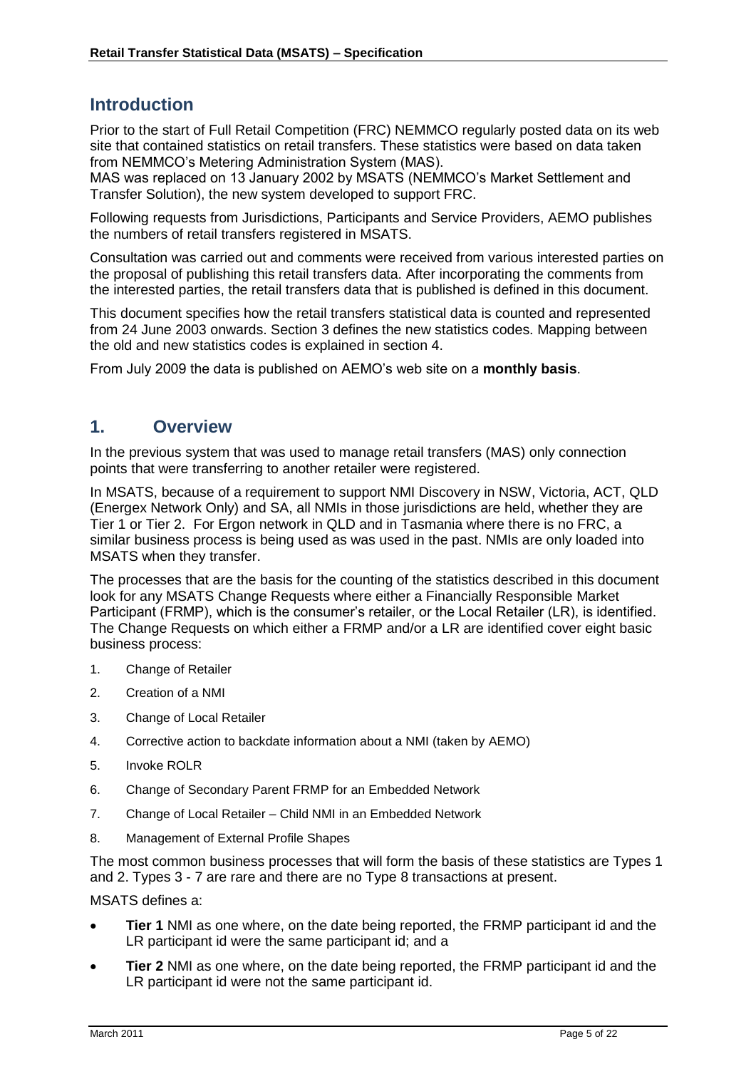## Introduction

Prior to the start of Full Retail Competition (FRC) NEMMCO regularly posted data on its web site that contained statistics on retail transfers. These statistics were based on data taken from NEMMCO's Metering Administration System (MAS).
MAS was replaced on 13 January 2002 by MSATS (NEMMCO's Market Settlement and Transfer Solution), the new system developed to support FRC.

Following requests from Jurisdictions, Participants and Service Providers, AEMO publishes the numbers of retail transfers registered in MSATS.

Consultation was carried out and comments were received from various interested parties on the proposal of publishing this retail transfers data. After incorporating the comments from the interested parties, the retail transfers data that is published is defined in this document.

This document specifies how the retail transfers statistical data is counted and represented from 24 June 2003 onwards. Section 3 defines the new statistics codes. Mapping between the old and new statistics codes is explained in section 4.

From July 2009 the data is published on AEMO's web site on a **monthly basis**.

## 1. Overview

In the previous system that was used to manage retail transfers (MAS) only connection points that were transferring to another retailer were registered.

In MSATS, because of a requirement to support NMI Discovery in NSW, Victoria, ACT, QLD (Energex Network Only) and SA, all NMIs in those jurisdictions are held, whether they are Tier 1 or Tier 2. For Ergon network in QLD and in Tasmania where there is no FRC, a similar business process is being used as was used in the past. NMIs are only loaded into MSATS when they transfer.

The processes that are the basis for the counting of the statistics described in this document look for any MSATS Change Requests where either a Financially Responsible Market Participant (FRMP), which is the consumer's retailer, or the Local Retailer (LR), is identified. The Change Requests on which either a FRMP and/or a LR are identified cover eight basic business process:

1. Change of Retailer
2. Creation of a NMI
3. Change of Local Retailer
4. Corrective action to backdate information about a NMI (taken by AEMO)
5. Invoke ROLR
6. Change of Secondary Parent FRMP for an Embedded Network
7. Change of Local Retailer – Child NMI in an Embedded Network
8. Management of External Profile Shapes

The most common business processes that will form the basis of these statistics are Types 1 and 2. Types 3 - 7 are rare and there are no Type 8 transactions at present.

MSATS defines a:

- **Tier 1** NMI as one where, on the date being reported, the FRMP participant id and the LR participant id were the same participant id; and a
- **Tier 2** NMI as one where, on the date being reported, the FRMP participant id and the LR participant id were not the same participant id.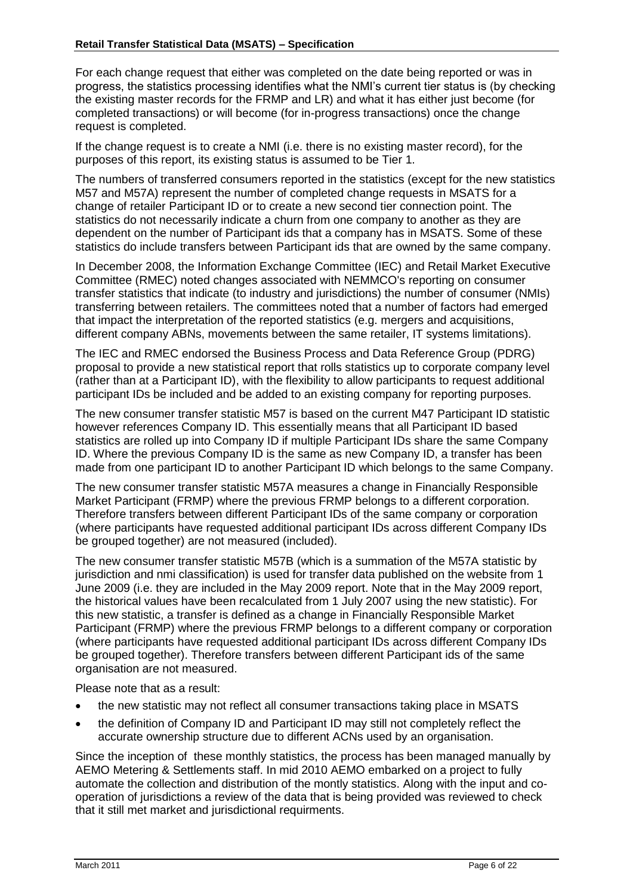For each change request that either was completed on the date being reported or was in progress, the statistics processing identifies what the NMI's current tier status is (by checking the existing master records for the FRMP and LR) and what it has either just become (for completed transactions) or will become (for in-progress transactions) once the change request is completed.

If the change request is to create a NMI (i.e. there is no existing master record), for the purposes of this report, its existing status is assumed to be Tier 1.

The numbers of transferred consumers reported in the statistics (except for the new statistics M57 and M57A) represent the number of completed change requests in MSATS for a change of retailer Participant ID or to create a new second tier connection point. The statistics do not necessarily indicate a churn from one company to another as they are dependent on the number of Participant ids that a company has in MSATS. Some of these statistics do include transfers between Participant ids that are owned by the same company.

In December 2008, the Information Exchange Committee (IEC) and Retail Market Executive Committee (RMEC) noted changes associated with NEMMCO's reporting on consumer transfer statistics that indicate (to industry and jurisdictions) the number of consumer (NMIs) transferring between retailers. The committees noted that a number of factors had emerged that impact the interpretation of the reported statistics (e.g. mergers and acquisitions, different company ABNs, movements between the same retailer, IT systems limitations).

The IEC and RMEC endorsed the Business Process and Data Reference Group (PDRG) proposal to provide a new statistical report that rolls statistics up to corporate company level (rather than at a Participant ID), with the flexibility to allow participants to request additional participant IDs be included and be added to an existing company for reporting purposes.

The new consumer transfer statistic M57 is based on the current M47 Participant ID statistic however references Company ID. This essentially means that all Participant ID based statistics are rolled up into Company ID if multiple Participant IDs share the same Company ID. Where the previous Company ID is the same as new Company ID, a transfer has been made from one participant ID to another Participant ID which belongs to the same Company.

The new consumer transfer statistic M57A measures a change in Financially Responsible Market Participant (FRMP) where the previous FRMP belongs to a different corporation. Therefore transfers between different Participant IDs of the same company or corporation (where participants have requested additional participant IDs across different Company IDs be grouped together) are not measured (included).

The new consumer transfer statistic M57B (which is a summation of the M57A statistic by jurisdiction and nmi classification) is used for transfer data published on the website from 1 June 2009 (i.e. they are included in the May 2009 report. Note that in the May 2009 report, the historical values have been recalculated from 1 July 2007 using the new statistic). For this new statistic, a transfer is defined as a change in Financially Responsible Market Participant (FRMP) where the previous FRMP belongs to a different company or corporation (where participants have requested additional participant IDs across different Company IDs be grouped together). Therefore transfers between different Participant ids of the same organisation are not measured.

Please note that as a result:

- the new statistic may not reflect all consumer transactions taking place in MSATS
- the definition of Company ID and Participant ID may still not completely reflect the accurate ownership structure due to different ACNs used by an organisation.

Since the inception of these monthly statistics, the process has been managed manually by AEMO Metering & Settlements staff. In mid 2010 AEMO embarked on a project to fully automate the collection and distribution of the montly statistics. Along with the input and co-operation of jurisdictions a review of the data that is being provided was reviewed to check that it still met market and jurisdictional requirments.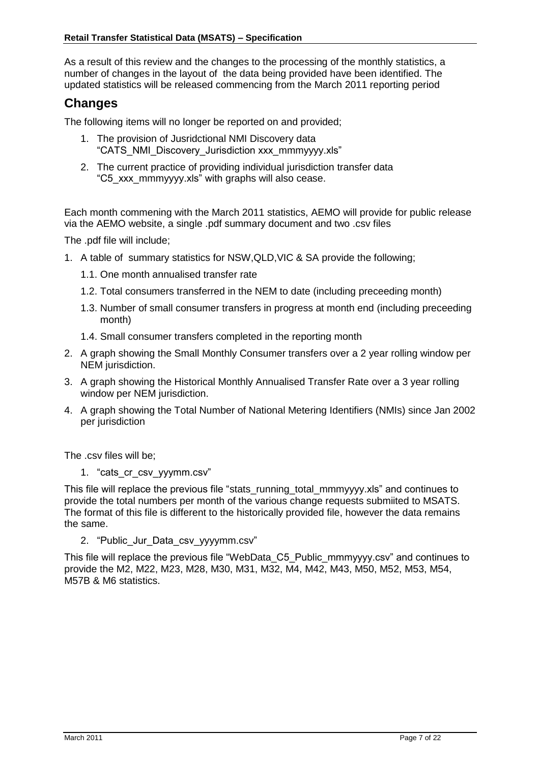As a result of this review and the changes to the processing of the monthly statistics, a number of changes in the layout of  the data being provided have been identified. The updated statistics will be released commencing from the March 2011 reporting period

## Changes

The following items will no longer be reported on and provided;

1. The provision of Jusridctional NMI Discovery data "CATS_NMI_Discovery_Jurisdiction xxx_mmmyyyy.xls"
2. The current practice of providing individual jurisdiction transfer data "C5_xxx_mmmyyyy.xls" with graphs will also cease.

Each month commening with the March 2011 statistics, AEMO will provide for public release via the AEMO website, a single .pdf summary document and two .csv files

The .pdf file will include;

1. A table of  summary statistics for NSW,QLD,VIC & SA provide the following;
   1.1. One month annualised transfer rate
   1.2. Total consumers transferred in the NEM to date (including preceeding month)
   1.3. Number of small consumer transfers in progress at month end (including preceeding month)
   1.4. Small consumer transfers completed in the reporting month
2. A graph showing the Small Monthly Consumer transfers over a 2 year rolling window per NEM jurisdiction.
3. A graph showing the Historical Monthly Annualised Transfer Rate over a 3 year rolling window per NEM jurisdiction.
4. A graph showing the Total Number of National Metering Identifiers (NMIs) since Jan 2002 per jurisdiction

The .csv files will be;

1. "cats_cr_csv_yyymm.csv"

This file will replace the previous file "stats_running_total_mmmyyyy.xls" and continues to provide the total numbers per month of the various change requests submiited to MSATS. The format of this file is different to the historically provided file, however the data remains the same.

2. "Public_Jur_Data_csv_yyyymm.csv"

This file will replace the previous file "WebData_C5_Public_mmmyyyy.csv" and continues to provide the M2, M22, M23, M28, M30, M31, M32, M4, M42, M43, M50, M52, M53, M54, M57B & M6 statistics.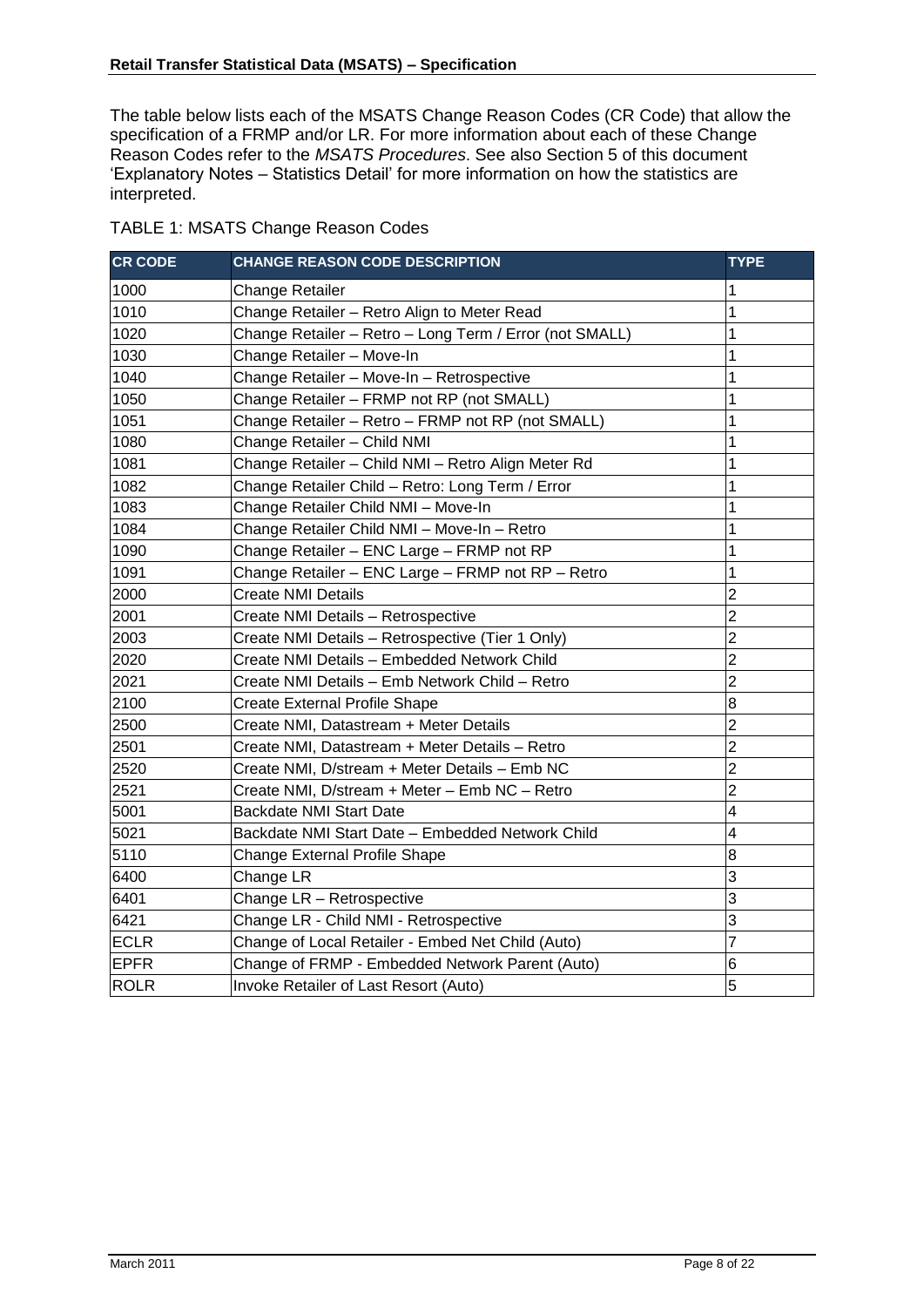The table below lists each of the MSATS Change Reason Codes (CR Code) that allow the specification of a FRMP and/or LR. For more information about each of these Change Reason Codes refer to the *MSATS Procedures*. See also Section 5 of this document 'Explanatory Notes – Statistics Detail' for more information on how the statistics are interpreted.

TABLE 1: MSATS Change Reason Codes

| CR CODE | CHANGE REASON CODE DESCRIPTION | TYPE |
|---|---|---|
| 1000 | Change Retailer | 1 |
| 1010 | Change Retailer – Retro Align to Meter Read | 1 |
| 1020 | Change Retailer – Retro – Long Term / Error (not SMALL) | 1 |
| 1030 | Change Retailer – Move-In | 1 |
| 1040 | Change Retailer – Move-In – Retrospective | 1 |
| 1050 | Change Retailer – FRMP not RP (not SMALL) | 1 |
| 1051 | Change Retailer – Retro – FRMP not RP (not SMALL) | 1 |
| 1080 | Change Retailer – Child NMI | 1 |
| 1081 | Change Retailer – Child NMI – Retro Align Meter Rd | 1 |
| 1082 | Change Retailer Child – Retro: Long Term / Error | 1 |
| 1083 | Change Retailer Child NMI – Move-In | 1 |
| 1084 | Change Retailer Child NMI – Move-In – Retro | 1 |
| 1090 | Change Retailer – ENC Large – FRMP not RP | 1 |
| 1091 | Change Retailer – ENC Large – FRMP not RP – Retro | 1 |
| 2000 | Create NMI Details | 2 |
| 2001 | Create NMI Details – Retrospective | 2 |
| 2003 | Create NMI Details – Retrospective (Tier 1 Only) | 2 |
| 2020 | Create NMI Details – Embedded Network Child | 2 |
| 2021 | Create NMI Details – Emb Network Child – Retro | 2 |
| 2100 | Create External Profile Shape | 8 |
| 2500 | Create NMI, Datastream + Meter Details | 2 |
| 2501 | Create NMI, Datastream + Meter Details – Retro | 2 |
| 2520 | Create NMI, D/stream + Meter Details – Emb NC | 2 |
| 2521 | Create NMI, D/stream + Meter – Emb NC – Retro | 2 |
| 5001 | Backdate NMI Start Date | 4 |
| 5021 | Backdate NMI Start Date – Embedded Network Child | 4 |
| 5110 | Change External Profile Shape | 8 |
| 6400 | Change LR | 3 |
| 6401 | Change LR – Retrospective | 3 |
| 6421 | Change LR - Child NMI - Retrospective | 3 |
| ECLR | Change of Local Retailer - Embed Net Child (Auto) | 7 |
| EPFR | Change of FRMP - Embedded Network Parent (Auto) | 6 |
| ROLR | Invoke Retailer of Last Resort (Auto) | 5 |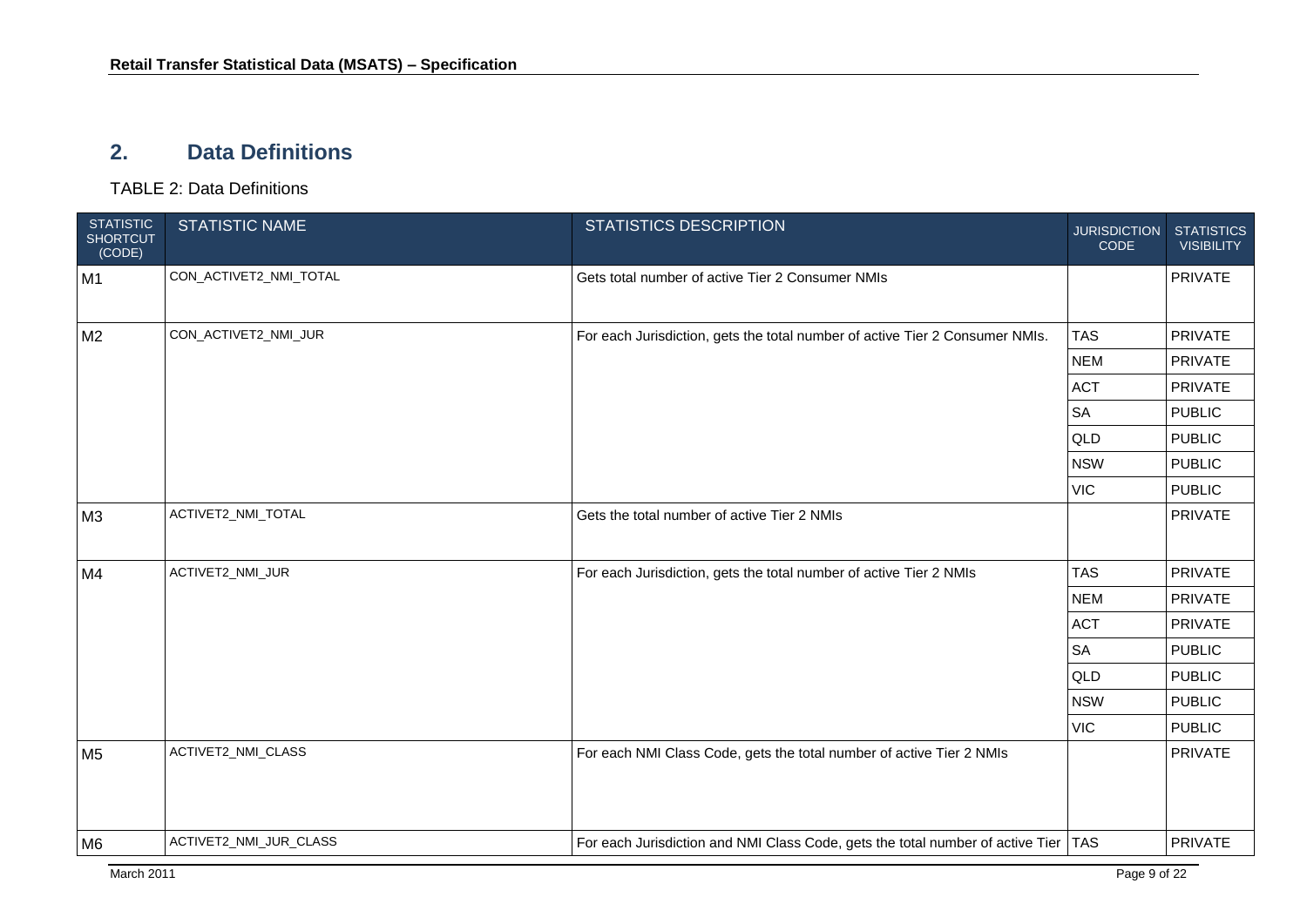# 2. Data Definitions

TABLE 2: Data Definitions

| STATISTIC SHORTCUT (CODE) | STATISTIC NAME | STATISTICS DESCRIPTION | JURISDICTION CODE | STATISTICS VISIBILITY |
|---|---|---|---|---|
| M1 | CON_ACTIVET2_NMI_TOTAL | Gets total number of active Tier 2 Consumer NMIs | | PRIVATE |
| M2 | CON_ACTIVET2_NMI_JUR | For each Jurisdiction, gets the total number of active Tier 2 Consumer NMIs. | TAS | PRIVATE |
| | | | NEM | PRIVATE |
| | | | ACT | PRIVATE |
| | | | SA | PUBLIC |
| | | | QLD | PUBLIC |
| | | | NSW | PUBLIC |
| | | | VIC | PUBLIC |
| M3 | ACTIVET2_NMI_TOTAL | Gets the total number of active Tier 2 NMIs | | PRIVATE |
| M4 | ACTIVET2_NMI_JUR | For each Jurisdiction, gets the total number of active Tier 2 NMIs | TAS | PRIVATE |
| | | | NEM | PRIVATE |
| | | | ACT | PRIVATE |
| | | | SA | PUBLIC |
| | | | QLD | PUBLIC |
| | | | NSW | PUBLIC |
| | | | VIC | PUBLIC |
| M5 | ACTIVET2_NMI_CLASS | For each NMI Class Code, gets the total number of active Tier 2 NMIs | | PRIVATE |
| M6 | ACTIVET2_NMI_JUR_CLASS | For each Jurisdiction and NMI Class Code, gets the total number of active Tier | TAS | PRIVATE |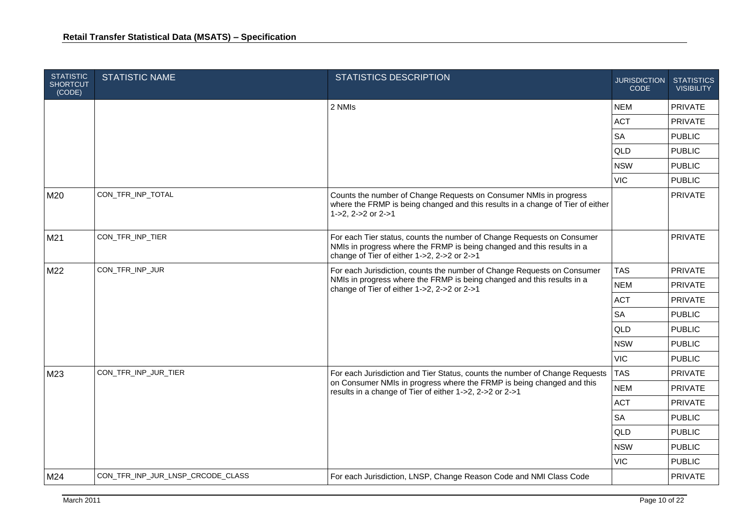| STATISTIC SHORTCUT (CODE) | STATISTIC NAME | STATISTICS DESCRIPTION | JURISDICTION CODE | STATISTICS VISIBILITY |
|---|---|---|---|---|
| | | 2 NMIs | NEM | PRIVATE |
| | | | ACT | PRIVATE |
| | | | SA | PUBLIC |
| | | | QLD | PUBLIC |
| | | | NSW | PUBLIC |
| | | | VIC | PUBLIC |
| M20 | CON_TFR_INP_TOTAL | Counts the number of Change Requests on Consumer NMIs in progress where the FRMP is being changed and this results in a change of Tier of either 1->2, 2->2 or 2->1 | | PRIVATE |
| M21 | CON_TFR_INP_TIER | For each Tier status, counts the number of Change Requests on Consumer NMIs in progress where the FRMP is being changed and this results in a change of Tier of either 1->2, 2->2 or 2->1 | | PRIVATE |
| M22 | CON_TFR_INP_JUR | For each Jurisdiction, counts the number of Change Requests on Consumer NMIs in progress where the FRMP is being changed and this results in a change of Tier of either 1->2, 2->2 or 2->1 | TAS | PRIVATE |
| | | | NEM | PRIVATE |
| | | | ACT | PRIVATE |
| | | | SA | PUBLIC |
| | | | QLD | PUBLIC |
| | | | NSW | PUBLIC |
| | | | VIC | PUBLIC |
| M23 | CON_TFR_INP_JUR_TIER | For each Jurisdiction and Tier Status, counts the number of Change Requests on Consumer NMIs in progress where the FRMP is being changed and this results in a change of Tier of either 1->2, 2->2 or 2->1 | TAS | PRIVATE |
| | | | NEM | PRIVATE |
| | | | ACT | PRIVATE |
| | | | SA | PUBLIC |
| | | | QLD | PUBLIC |
| | | | NSW | PUBLIC |
| | | | VIC | PUBLIC |
| M24 | CON_TFR_INP_JUR_LNSP_CRCODE_CLASS | For each Jurisdiction, LNSP, Change Reason Code and NMI Class Code | | PRIVATE |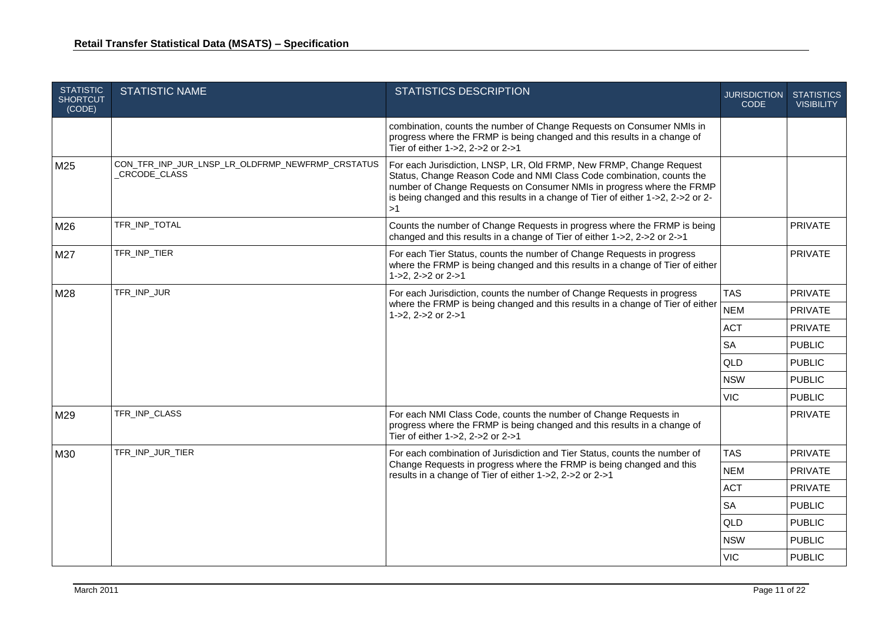| STATISTIC SHORTCUT (CODE) | STATISTIC NAME | STATISTICS DESCRIPTION | JURISDICTION CODE | STATISTICS VISIBILITY |
|---|---|---|---|---|
| | | combination, counts the number of Change Requests on Consumer NMIs in progress where the FRMP is being changed and this results in a change of Tier of either 1->2, 2->2 or 2->1 | | |
| M25 | CON_TFR_INP_JUR_LNSP_LR_OLDFRMP_NEWFRMP_CRSTATUS_CRCODE_CLASS | For each Jurisdiction, LNSP, LR, Old FRMP, New FRMP, Change Request Status, Change Reason Code and NMI Class Code combination, counts the number of Change Requests on Consumer NMIs in progress where the FRMP is being changed and this results in a change of Tier of either 1->2, 2->2 or 2->1 | | |
| M26 | TFR_INP_TOTAL | Counts the number of Change Requests in progress where the FRMP is being changed and this results in a change of Tier of either 1->2, 2->2 or 2->1 | | PRIVATE |
| M27 | TFR_INP_TIER | For each Tier Status, counts the number of Change Requests in progress where the FRMP is being changed and this results in a change of Tier of either 1->2, 2->2 or 2->1 | | PRIVATE |
| M28 | TFR_INP_JUR | For each Jurisdiction, counts the number of Change Requests in progress where the FRMP is being changed and this results in a change of Tier of either 1->2, 2->2 or 2->1 | TAS | PRIVATE |
| | | | NEM | PRIVATE |
| | | | ACT | PRIVATE |
| | | | SA | PUBLIC |
| | | | QLD | PUBLIC |
| | | | NSW | PUBLIC |
| | | | VIC | PUBLIC |
| M29 | TFR_INP_CLASS | For each NMI Class Code, counts the number of Change Requests in progress where the FRMP is being changed and this results in a change of Tier of either 1->2, 2->2 or 2->1 | | PRIVATE |
| M30 | TFR_INP_JUR_TIER | For each combination of Jurisdiction and Tier Status, counts the number of Change Requests in progress where the FRMP is being changed and this results in a change of Tier of either 1->2, 2->2 or 2->1 | TAS | PRIVATE |
| | | | NEM | PRIVATE |
| | | | ACT | PRIVATE |
| | | | SA | PUBLIC |
| | | | QLD | PUBLIC |
| | | | NSW | PUBLIC |
| | | | VIC | PUBLIC |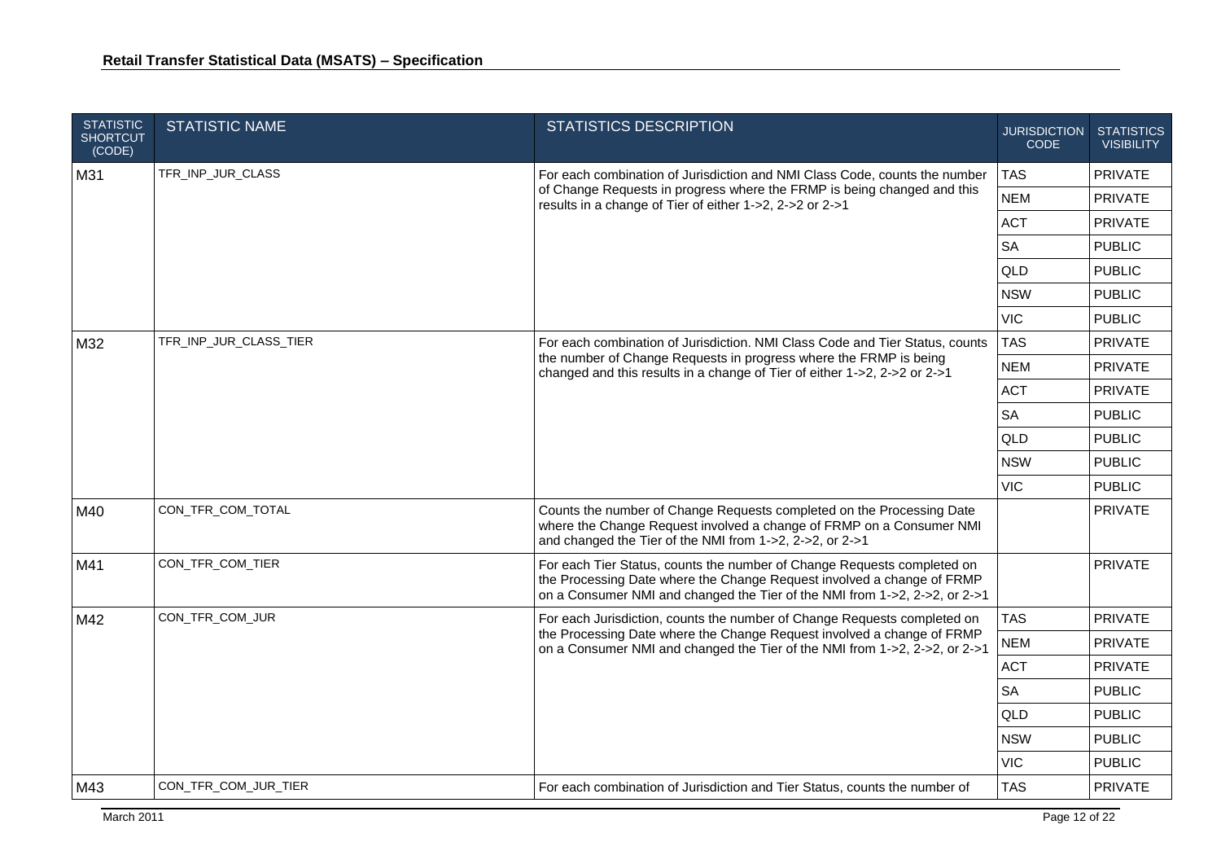| STATISTIC SHORTCUT (CODE) | STATISTIC NAME | STATISTICS DESCRIPTION | JURISDICTION CODE | STATISTICS VISIBILITY |
|---|---|---|---|---|
| M31 | TFR_INP_JUR_CLASS | For each combination of Jurisdiction and NMI Class Code, counts the number of Change Requests in progress where the FRMP is being changed and this results in a change of Tier of either 1->2, 2->2 or 2->1 | TAS | PRIVATE |
| | | | NEM | PRIVATE |
| | | | ACT | PRIVATE |
| | | | SA | PUBLIC |
| | | | QLD | PUBLIC |
| | | | NSW | PUBLIC |
| | | | VIC | PUBLIC |
| M32 | TFR_INP_JUR_CLASS_TIER | For each combination of Jurisdiction. NMI Class Code and Tier Status, counts the number of Change Requests in progress where the FRMP is being changed and this results in a change of Tier of either 1->2, 2->2 or 2->1 | TAS | PRIVATE |
| | | | NEM | PRIVATE |
| | | | ACT | PRIVATE |
| | | | SA | PUBLIC |
| | | | QLD | PUBLIC |
| | | | NSW | PUBLIC |
| | | | VIC | PUBLIC |
| M40 | CON_TFR_COM_TOTAL | Counts the number of Change Requests completed on the Processing Date where the Change Request involved a change of FRMP on a Consumer NMI and changed the Tier of the NMI from 1->2, 2->2, or 2->1 | | PRIVATE |
| M41 | CON_TFR_COM_TIER | For each Tier Status, counts the number of Change Requests completed on the Processing Date where the Change Request involved a change of FRMP on a Consumer NMI and changed the Tier of the NMI from 1->2, 2->2, or 2->1 | | PRIVATE |
| M42 | CON_TFR_COM_JUR | For each Jurisdiction, counts the number of Change Requests completed on the Processing Date where the Change Request involved a change of FRMP on a Consumer NMI and changed the Tier of the NMI from 1->2, 2->2, or 2->1 | TAS | PRIVATE |
| | | | NEM | PRIVATE |
| | | | ACT | PRIVATE |
| | | | SA | PUBLIC |
| | | | QLD | PUBLIC |
| | | | NSW | PUBLIC |
| | | | VIC | PUBLIC |
| M43 | CON_TFR_COM_JUR_TIER | For each combination of Jurisdiction and Tier Status, counts the number of | TAS | PRIVATE |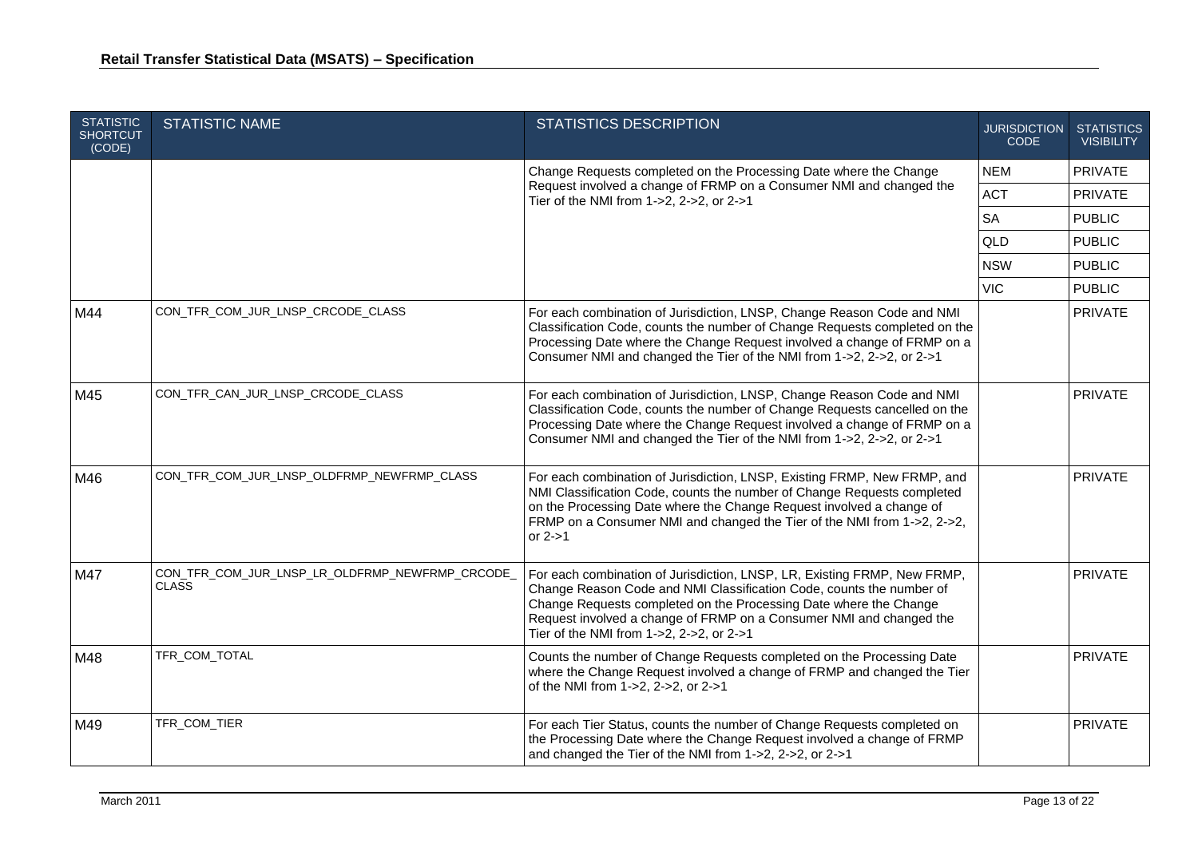| STATISTIC SHORTCUT (CODE) | STATISTIC NAME | STATISTICS DESCRIPTION | JURISDICTION CODE | STATISTICS VISIBILITY |
|---|---|---|---|---|
| | | Change Requests completed on the Processing Date where the Change Request involved a change of FRMP on a Consumer NMI and changed the Tier of the NMI from 1->2, 2->2, or 2->1 | NEM | PRIVATE |
| | | | ACT | PRIVATE |
| | | | SA | PUBLIC |
| | | | QLD | PUBLIC |
| | | | NSW | PUBLIC |
| | | | VIC | PUBLIC |
| M44 | CON_TFR_COM_JUR_LNSP_CRCODE_CLASS | For each combination of Jurisdiction, LNSP, Change Reason Code and NMI Classification Code, counts the number of Change Requests completed on the Processing Date where the Change Request involved a change of FRMP on a Consumer NMI and changed the Tier of the NMI from 1->2, 2->2, or 2->1 | | PRIVATE |
| M45 | CON_TFR_CAN_JUR_LNSP_CRCODE_CLASS | For each combination of Jurisdiction, LNSP, Change Reason Code and NMI Classification Code, counts the number of Change Requests cancelled on the Processing Date where the Change Request involved a change of FRMP on a Consumer NMI and changed the Tier of the NMI from 1->2, 2->2, or 2->1 | | PRIVATE |
| M46 | CON_TFR_COM_JUR_LNSP_OLDFRMP_NEWFRMP_CLASS | For each combination of Jurisdiction, LNSP, Existing FRMP, New FRMP, and NMI Classification Code, counts the number of Change Requests completed on the Processing Date where the Change Request involved a change of FRMP on a Consumer NMI and changed the Tier of the NMI from 1->2, 2->2, or 2->1 | | PRIVATE |
| M47 | CON_TFR_COM_JUR_LNSP_LR_OLDFRMP_NEWFRMP_CRCODE_CLASS | For each combination of Jurisdiction, LNSP, LR, Existing FRMP, New FRMP, Change Reason Code and NMI Classification Code, counts the number of Change Requests completed on the Processing Date where the Change Request involved a change of FRMP on a Consumer NMI and changed the Tier of the NMI from 1->2, 2->2, or 2->1 | | PRIVATE |
| M48 | TFR_COM_TOTAL | Counts the number of Change Requests completed on the Processing Date where the Change Request involved a change of FRMP and changed the Tier of the NMI from 1->2, 2->2, or 2->1 | | PRIVATE |
| M49 | TFR_COM_TIER | For each Tier Status, counts the number of Change Requests completed on the Processing Date where the Change Request involved a change of FRMP and changed the Tier of the NMI from 1->2, 2->2, or 2->1 | | PRIVATE |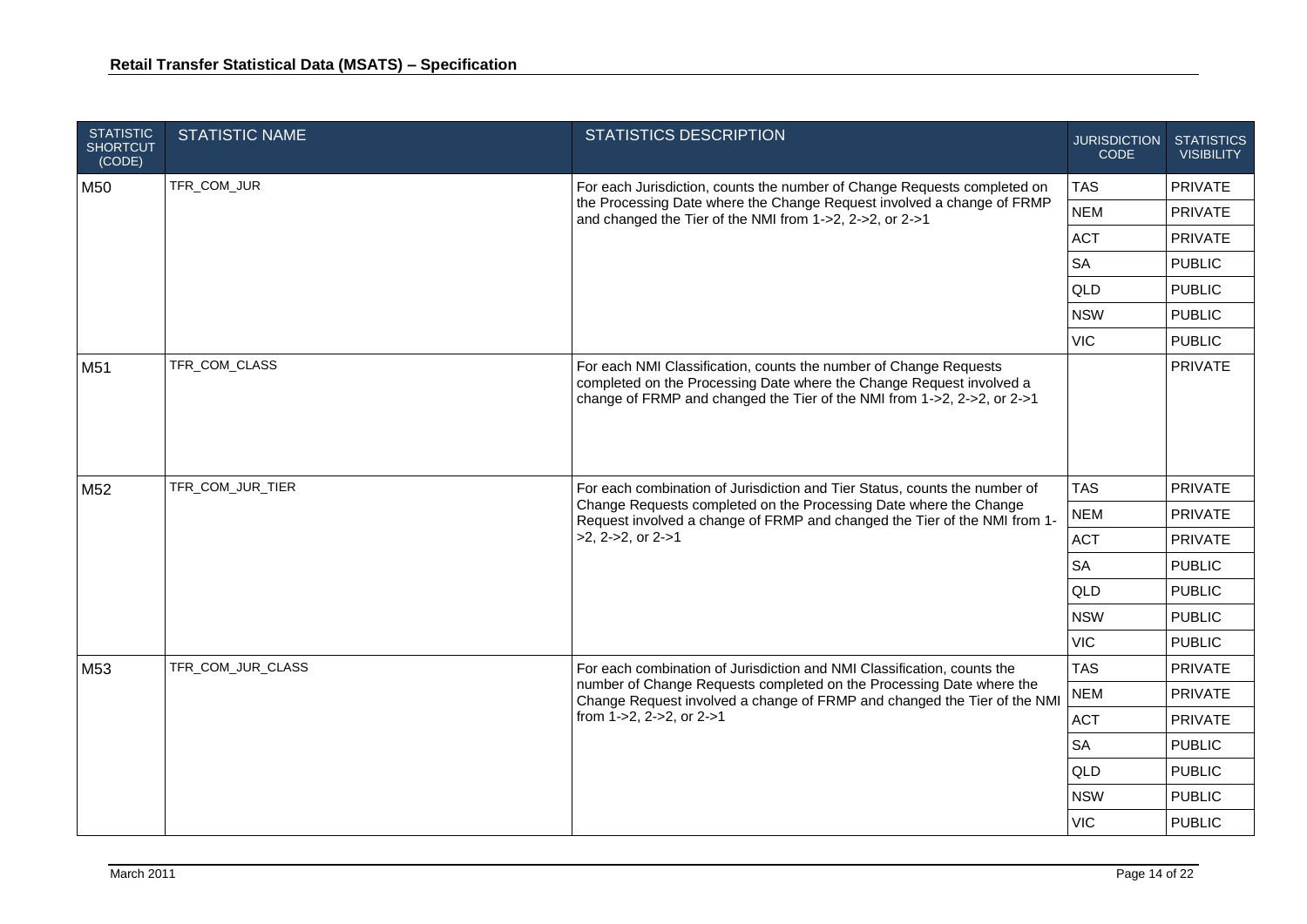| STATISTIC SHORTCUT (CODE) | STATISTIC NAME | STATISTICS DESCRIPTION | JURISDICTION CODE | STATISTICS VISIBILITY |
|---|---|---|---|---|
| M50 | TFR_COM_JUR | For each Jurisdiction, counts the number of Change Requests completed on the Processing Date where the Change Request involved a change of FRMP and changed the Tier of the NMI from 1->2, 2->2, or 2->1 | TAS | PRIVATE |
| | | | NEM | PRIVATE |
| | | | ACT | PRIVATE |
| | | | SA | PUBLIC |
| | | | QLD | PUBLIC |
| | | | NSW | PUBLIC |
| | | | VIC | PUBLIC |
| M51 | TFR_COM_CLASS | For each NMI Classification, counts the number of Change Requests completed on the Processing Date where the Change Request involved a change of FRMP and changed the Tier of the NMI from 1->2, 2->2, or 2->1 | | PRIVATE |
| M52 | TFR_COM_JUR_TIER | For each combination of Jurisdiction and Tier Status, counts the number of Change Requests completed on the Processing Date where the Change Request involved a change of FRMP and changed the Tier of the NMI from 1->2, 2->2, or 2->1 | TAS | PRIVATE |
| | | | NEM | PRIVATE |
| | | | ACT | PRIVATE |
| | | | SA | PUBLIC |
| | | | QLD | PUBLIC |
| | | | NSW | PUBLIC |
| | | | VIC | PUBLIC |
| M53 | TFR_COM_JUR_CLASS | For each combination of Jurisdiction and NMI Classification, counts the number of Change Requests completed on the Processing Date where the Change Request involved a change of FRMP and changed the Tier of the NMI from 1->2, 2->2, or 2->1 | TAS | PRIVATE |
| | | | NEM | PRIVATE |
| | | | ACT | PRIVATE |
| | | | SA | PUBLIC |
| | | | QLD | PUBLIC |
| | | | NSW | PUBLIC |
| | | | VIC | PUBLIC |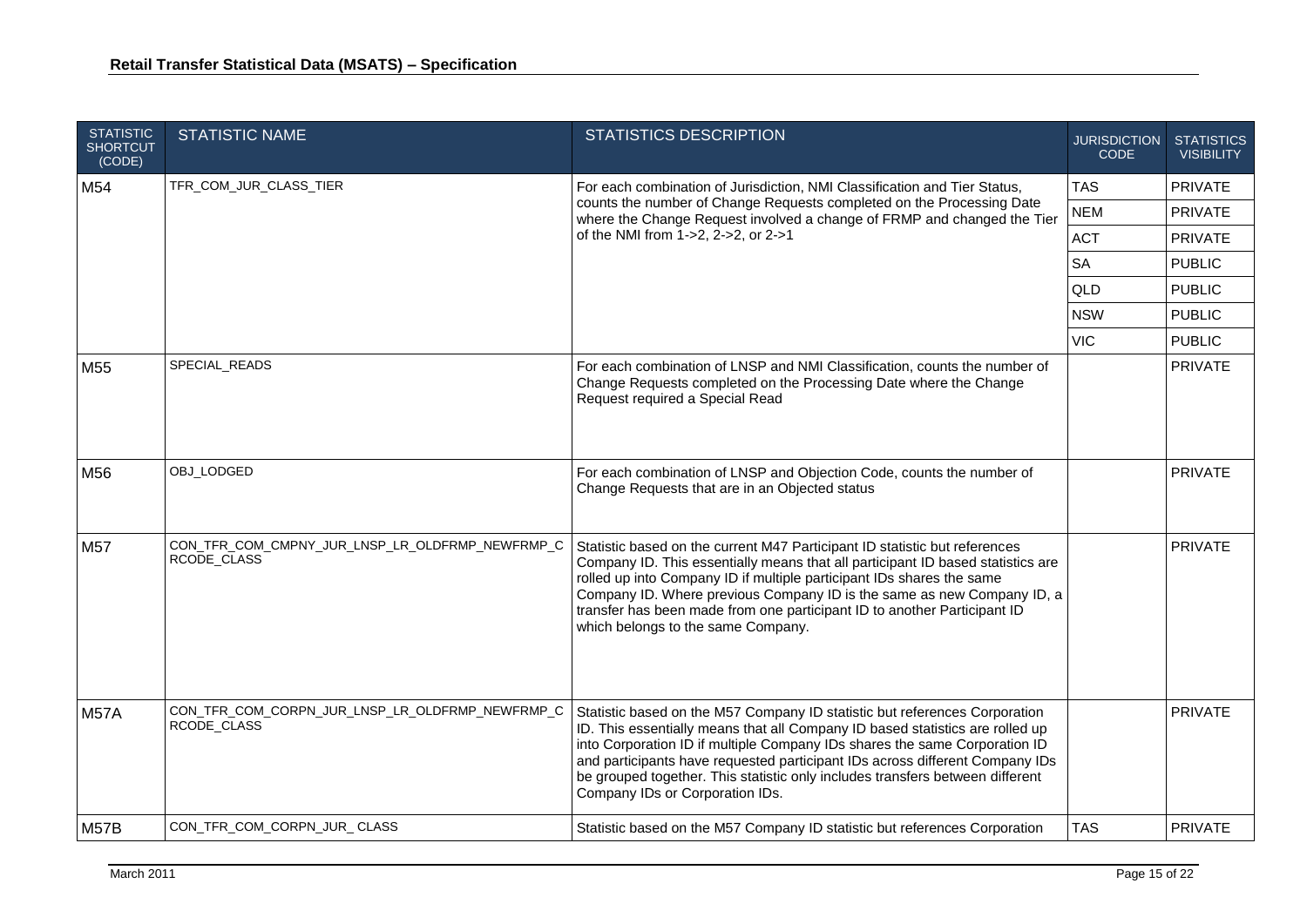| STATISTIC SHORTCUT (CODE) | STATISTIC NAME | STATISTICS DESCRIPTION | JURISDICTION CODE | STATISTICS VISIBILITY |
|---|---|---|---|---|
| M54 | TFR_COM_JUR_CLASS_TIER | For each combination of Jurisdiction, NMI Classification and Tier Status, counts the number of Change Requests completed on the Processing Date where the Change Request involved a change of FRMP and changed the Tier of the NMI from 1->2, 2->2, or 2->1 | TAS | PRIVATE |
| | | | NEM | PRIVATE |
| | | | ACT | PRIVATE |
| | | | SA | PUBLIC |
| | | | QLD | PUBLIC |
| | | | NSW | PUBLIC |
| | | | VIC | PUBLIC |
| M55 | SPECIAL_READS | For each combination of LNSP and NMI Classification, counts the number of Change Requests completed on the Processing Date where the Change Request required a Special Read | | PRIVATE |
| M56 | OBJ_LODGED | For each combination of LNSP and Objection Code, counts the number of Change Requests that are in an Objected status | | PRIVATE |
| M57 | CON_TFR_COM_CMPNY_JUR_LNSP_LR_OLDFRMP_NEWFRMP_C RCODE_CLASS | Statistic based on the current M47 Participant ID statistic but references Company ID. This essentially means that all participant ID based statistics are rolled up into Company ID if multiple participant IDs shares the same Company ID. Where previous Company ID is the same as new Company ID, a transfer has been made from one participant ID to another Participant ID which belongs to the same Company. | | PRIVATE |
| M57A | CON_TFR_COM_CORPN_JUR_LNSP_LR_OLDFRMP_NEWFRMP_C RCODE_CLASS | Statistic based on the M57 Company ID statistic but references Corporation ID. This essentially means that all Company ID based statistics are rolled up into Corporation ID if multiple Company IDs shares the same Corporation ID and participants have requested participant IDs across different Company IDs be grouped together. This statistic only includes transfers between different Company IDs or Corporation IDs. | | PRIVATE |
| M57B | CON_TFR_COM_CORPN_JUR_ CLASS | Statistic based on the M57 Company ID statistic but references Corporation | TAS | PRIVATE |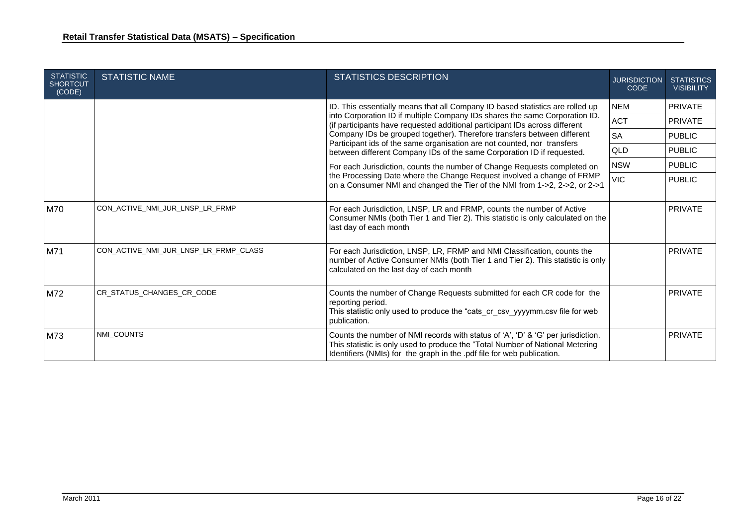| STATISTIC SHORTCUT (CODE) | STATISTIC NAME | STATISTICS DESCRIPTION | JURISDICTION CODE | STATISTICS VISIBILITY |
|---|---|---|---|---|
| | | ID. This essentially means that all Company ID based statistics are rolled up into Corporation ID if multiple Company IDs shares the same Corporation ID. (if participants have requested additional participant IDs across different Company IDs be grouped together). Therefore transfers between different Participant ids of the same organisation are not counted, nor transfers between different Company IDs of the same Corporation ID if requested.<br><br>For each Jurisdiction, counts the number of Change Requests completed on the Processing Date where the Change Request involved a change of FRMP on a Consumer NMI and changed the Tier of the NMI from 1->2, 2->2, or 2->1 | NEM<br>ACT<br>SA<br>QLD<br>NSW<br>VIC | PRIVATE<br>PRIVATE<br>PUBLIC<br>PUBLIC<br>PUBLIC<br>PUBLIC |
| M70 | CON_ACTIVE_NMI_JUR_LNSP_LR_FRMP | For each Jurisdiction, LNSP, LR and FRMP, counts the number of Active Consumer NMIs (both Tier 1 and Tier 2). This statistic is only calculated on the last day of each month | | PRIVATE |
| M71 | CON_ACTIVE_NMI_JUR_LNSP_LR_FRMP_CLASS | For each Jurisdiction, LNSP, LR, FRMP and NMI Classification, counts the number of Active Consumer NMIs (both Tier 1 and Tier 2). This statistic is only calculated on the last day of each month | | PRIVATE |
| M72 | CR_STATUS_CHANGES_CR_CODE | Counts the number of Change Requests submitted for each CR code for the reporting period.<br>This statistic only used to produce the "cats_cr_csv_yyyymm.csv file for web publication. | | PRIVATE |
| M73 | NMI_COUNTS | Counts the number of NMI records with status of 'A', 'D' & 'G' per jurisdiction. This statistic is only used to produce the "Total Number of National Metering Identifiers (NMIs) for the graph in the .pdf file for web publication. | | PRIVATE |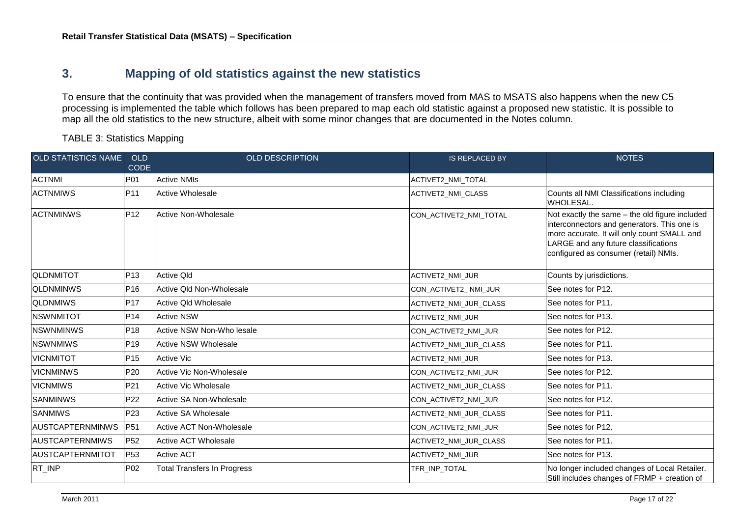## 3. Mapping of old statistics against the new statistics

To ensure that the continuity that was provided when the management of transfers moved from MAS to MSATS also happens when the new C5 processing is implemented the table which follows has been prepared to map each old statistic against a proposed new statistic. It is possible to map all the old statistics to the new structure, albeit with some minor changes that are documented in the Notes column.

TABLE 3: Statistics Mapping

| OLD STATISTICS NAME | OLD CODE | OLD DESCRIPTION | IS REPLACED BY | NOTES |
|---|---|---|---|---|
| ACTNMI | P01 | Active NMIs | ACTIVET2_NMI_TOTAL | |
| ACTNMIWS | P11 | Active Wholesale | ACTIVET2_NMI_CLASS | Counts all NMI Classifications including WHOLESAL. |
| ACTNMINWS | P12 | Active Non-Wholesale | CON_ACTIVET2_NMI_TOTAL | Not exactly the same – the old figure included interconnectors and generators. This one is more accurate. It will only count SMALL and LARGE and any future classifications configured as consumer (retail) NMIs. |
| QLDNMITOT | P13 | Active Qld | ACTIVET2_NMI_JUR | Counts by jurisdictions. |
| QLDNMINWS | P16 | Active Qld Non-Wholesale | CON_ACTIVET2_ NMI_JUR | See notes for P12. |
| QLDNMIWS | P17 | Active Qld Wholesale | ACTIVET2_NMI_JUR_CLASS | See notes for P11. |
| NSWNMITOT | P14 | Active NSW | ACTIVET2_NMI_JUR | See notes for P13. |
| NSWNMINWS | P18 | Active NSW Non-Who lesale | CON_ACTIVET2_NMI_JUR | See notes for P12. |
| NSWNMIWS | P19 | Active NSW Wholesale | ACTIVET2_NMI_JUR_CLASS | See notes for P11. |
| VICNMITOT | P15 | Active Vic | ACTIVET2_NMI_JUR | See notes for P13. |
| VICNMINWS | P20 | Active Vic Non-Wholesale | CON_ACTIVET2_NMI_JUR | See notes for P12. |
| VICNMIWS | P21 | Active Vic Wholesale | ACTIVET2_NMI_JUR_CLASS | See notes for P11. |
| SANMINWS | P22 | Active SA Non-Wholesale | CON_ACTIVET2_NMI_JUR | See notes for P12. |
| SANMIWS | P23 | Active SA Wholesale | ACTIVET2_NMI_JUR_CLASS | See notes for P11. |
| AUSTCAPTERNMINWS | P51 | Active ACT Non-Wholesale | CON_ACTIVET2_NMI_JUR | See notes for P12. |
| AUSTCAPTERNMIWS | P52 | Active ACT Wholesale | ACTIVET2_NMI_JUR_CLASS | See notes for P11. |
| AUSTCAPTERNMITOT | P53 | Active ACT | ACTIVET2_NMI_JUR | See notes for P13. |
| RT_INP | P02 | Total Transfers In Progress | TFR_INP_TOTAL | No longer included changes of Local Retailer. Still includes changes of FRMP + creation of |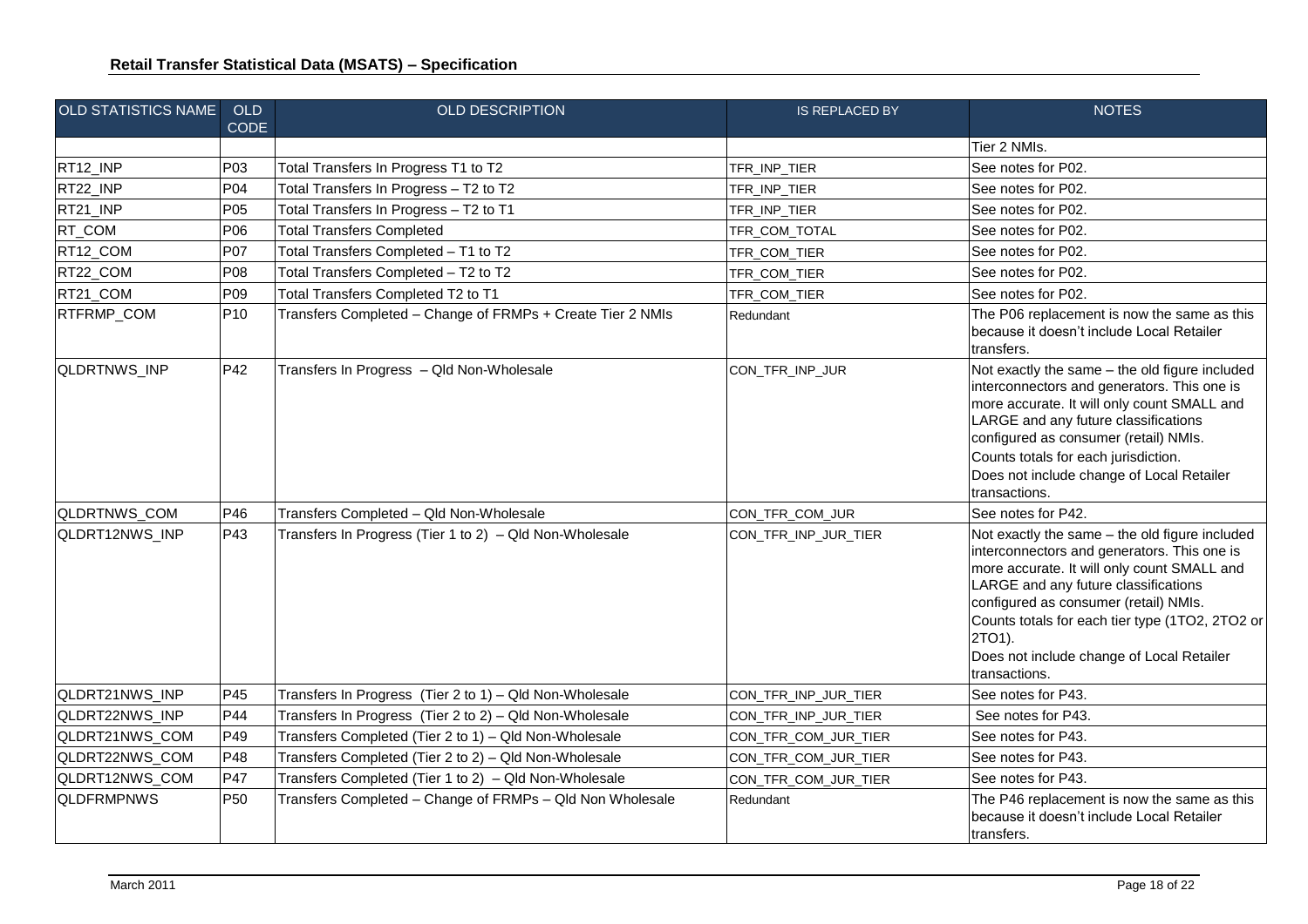| OLD STATISTICS NAME | OLD CODE | OLD DESCRIPTION | IS REPLACED BY | NOTES |
|---|---|---|---|---|
| | | | | Tier 2 NMIs. |
| RT12_INP | P03 | Total Transfers In Progress T1 to T2 | TFR_INP_TIER | See notes for P02. |
| RT22_INP | P04 | Total Transfers In Progress – T2 to T2 | TFR_INP_TIER | See notes for P02. |
| RT21_INP | P05 | Total Transfers In Progress – T2 to T1 | TFR_INP_TIER | See notes for P02. |
| RT_COM | P06 | Total Transfers Completed | TFR_COM_TOTAL | See notes for P02. |
| RT12_COM | P07 | Total Transfers Completed – T1 to T2 | TFR_COM_TIER | See notes for P02. |
| RT22_COM | P08 | Total Transfers Completed – T2 to T2 | TFR_COM_TIER | See notes for P02. |
| RT21_COM | P09 | Total Transfers Completed T2 to T1 | TFR_COM_TIER | See notes for P02. |
| RTFRMP_COM | P10 | Transfers Completed – Change of FRMPs + Create Tier 2 NMIs | Redundant | The P06 replacement is now the same as this because it doesn't include Local Retailer transfers. |
| QLDRTNWS_INP | P42 | Transfers In Progress – Qld Non-Wholesale | CON_TFR_INP_JUR | Not exactly the same – the old figure included interconnectors and generators. This one is more accurate. It will only count SMALL and LARGE and any future classifications configured as consumer (retail) NMIs.<br>Counts totals for each jurisdiction.<br>Does not include change of Local Retailer transactions. |
| QLDRTNWS_COM | P46 | Transfers Completed – Qld Non-Wholesale | CON_TFR_COM_JUR | See notes for P42. |
| QLDRT12NWS_INP | P43 | Transfers In Progress (Tier 1 to 2) – Qld Non-Wholesale | CON_TFR_INP_JUR_TIER | Not exactly the same – the old figure included interconnectors and generators. This one is more accurate. It will only count SMALL and LARGE and any future classifications configured as consumer (retail) NMIs.<br>Counts totals for each tier type (1TO2, 2TO2 or 2TO1).<br>Does not include change of Local Retailer transactions. |
| QLDRT21NWS_INP | P45 | Transfers In Progress (Tier 2 to 1) – Qld Non-Wholesale | CON_TFR_INP_JUR_TIER | See notes for P43. |
| QLDRT22NWS_INP | P44 | Transfers In Progress (Tier 2 to 2) – Qld Non-Wholesale | CON_TFR_INP_JUR_TIER | See notes for P43. |
| QLDRT21NWS_COM | P49 | Transfers Completed (Tier 2 to 1) – Qld Non-Wholesale | CON_TFR_COM_JUR_TIER | See notes for P43. |
| QLDRT22NWS_COM | P48 | Transfers Completed (Tier 2 to 2) – Qld Non-Wholesale | CON_TFR_COM_JUR_TIER | See notes for P43. |
| QLDRT12NWS_COM | P47 | Transfers Completed (Tier 1 to 2) – Qld Non-Wholesale | CON_TFR_COM_JUR_TIER | See notes for P43. |
| QLDFRMPNWS | P50 | Transfers Completed – Change of FRMPs – Qld Non Wholesale | Redundant | The P46 replacement is now the same as this because it doesn't include Local Retailer transfers. |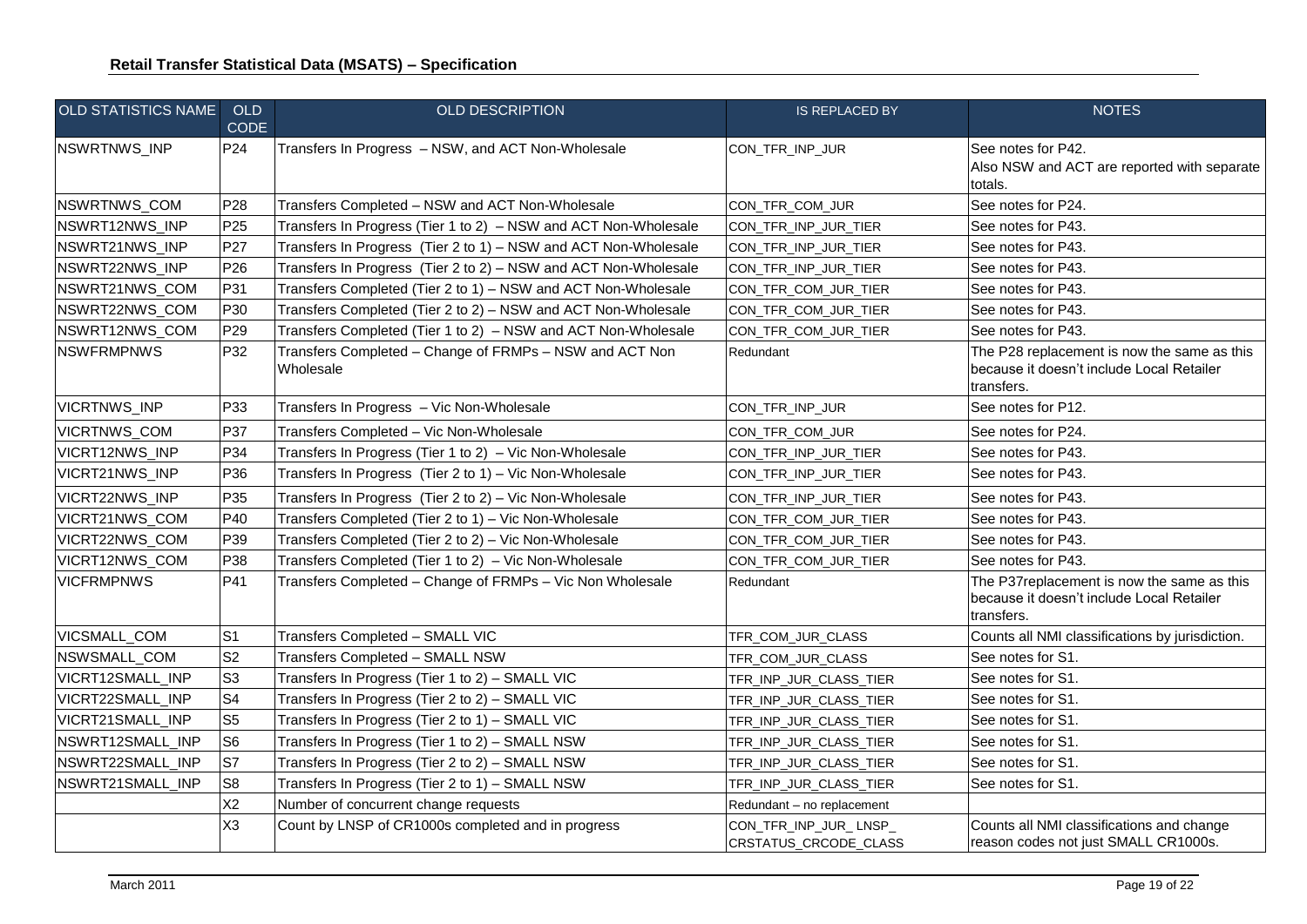| OLD STATISTICS NAME | OLD CODE | OLD DESCRIPTION | IS REPLACED BY | NOTES |
|---|---|---|---|---|
| NSWRTNWS_INP | P24 | Transfers In Progress – NSW, and ACT Non-Wholesale | CON_TFR_INP_JUR | See notes for P42. Also NSW and ACT are reported with separate totals. |
| NSWRTNWS_COM | P28 | Transfers Completed – NSW and ACT Non-Wholesale | CON_TFR_COM_JUR | See notes for P24. |
| NSWRT12NWS_INP | P25 | Transfers In Progress (Tier 1 to 2) – NSW and ACT Non-Wholesale | CON_TFR_INP_JUR_TIER | See notes for P43. |
| NSWRT21NWS_INP | P27 | Transfers In Progress (Tier 2 to 1) – NSW and ACT Non-Wholesale | CON_TFR_INP_JUR_TIER | See notes for P43. |
| NSWRT22NWS_INP | P26 | Transfers In Progress (Tier 2 to 2) – NSW and ACT Non-Wholesale | CON_TFR_INP_JUR_TIER | See notes for P43. |
| NSWRT21NWS_COM | P31 | Transfers Completed (Tier 2 to 1) – NSW and ACT Non-Wholesale | CON_TFR_COM_JUR_TIER | See notes for P43. |
| NSWRT22NWS_COM | P30 | Transfers Completed (Tier 2 to 2) – NSW and ACT Non-Wholesale | CON_TFR_COM_JUR_TIER | See notes for P43. |
| NSWRT12NWS_COM | P29 | Transfers Completed (Tier 1 to 2) – NSW and ACT Non-Wholesale | CON_TFR_COM_JUR_TIER | See notes for P43. |
| NSWFRMPNWS | P32 | Transfers Completed – Change of FRMPs – NSW and ACT Non Wholesale | Redundant | The P28 replacement is now the same as this because it doesn't include Local Retailer transfers. |
| VICRTNWS_INP | P33 | Transfers In Progress – Vic Non-Wholesale | CON_TFR_INP_JUR | See notes for P12. |
| VICRTNWS_COM | P37 | Transfers Completed – Vic Non-Wholesale | CON_TFR_COM_JUR | See notes for P24. |
| VICRT12NWS_INP | P34 | Transfers In Progress (Tier 1 to 2) – Vic Non-Wholesale | CON_TFR_INP_JUR_TIER | See notes for P43. |
| VICRT21NWS_INP | P36 | Transfers In Progress (Tier 2 to 1) – Vic Non-Wholesale | CON_TFR_INP_JUR_TIER | See notes for P43. |
| VICRT22NWS_INP | P35 | Transfers In Progress (Tier 2 to 2) – Vic Non-Wholesale | CON_TFR_INP_JUR_TIER | See notes for P43. |
| VICRT21NWS_COM | P40 | Transfers Completed (Tier 2 to 1) – Vic Non-Wholesale | CON_TFR_COM_JUR_TIER | See notes for P43. |
| VICRT22NWS_COM | P39 | Transfers Completed (Tier 2 to 2) – Vic Non-Wholesale | CON_TFR_COM_JUR_TIER | See notes for P43. |
| VICRT12NWS_COM | P38 | Transfers Completed (Tier 1 to 2) – Vic Non-Wholesale | CON_TFR_COM_JUR_TIER | See notes for P43. |
| VICFRMPNWS | P41 | Transfers Completed – Change of FRMPs – Vic Non Wholesale | Redundant | The P37replacement is now the same as this because it doesn't include Local Retailer transfers. |
| VICSMALL_COM | S1 | Transfers Completed – SMALL VIC | TFR_COM_JUR_CLASS | Counts all NMI classifications by jurisdiction. |
| NSWSMALL_COM | S2 | Transfers Completed – SMALL NSW | TFR_COM_JUR_CLASS | See notes for S1. |
| VICRT12SMALL_INP | S3 | Transfers In Progress (Tier 1 to 2) – SMALL VIC | TFR_INP_JUR_CLASS_TIER | See notes for S1. |
| VICRT22SMALL_INP | S4 | Transfers In Progress (Tier 2 to 2) – SMALL VIC | TFR_INP_JUR_CLASS_TIER | See notes for S1. |
| VICRT21SMALL_INP | S5 | Transfers In Progress (Tier 2 to 1) – SMALL VIC | TFR_INP_JUR_CLASS_TIER | See notes for S1. |
| NSWRT12SMALL_INP | S6 | Transfers In Progress (Tier 1 to 2) – SMALL NSW | TFR_INP_JUR_CLASS_TIER | See notes for S1. |
| NSWRT22SMALL_INP | S7 | Transfers In Progress (Tier 2 to 2) – SMALL NSW | TFR_INP_JUR_CLASS_TIER | See notes for S1. |
| NSWRT21SMALL_INP | S8 | Transfers In Progress (Tier 2 to 1) – SMALL NSW | TFR_INP_JUR_CLASS_TIER | See notes for S1. |
| | X2 | Number of concurrent change requests | Redundant – no replacement | |
| | X3 | Count by LNSP of CR1000s completed and in progress | CON_TFR_INP_JUR_ LNSP_ CRSTATUS_CRCODE_CLASS | Counts all NMI classifications and change reason codes not just SMALL CR1000s. |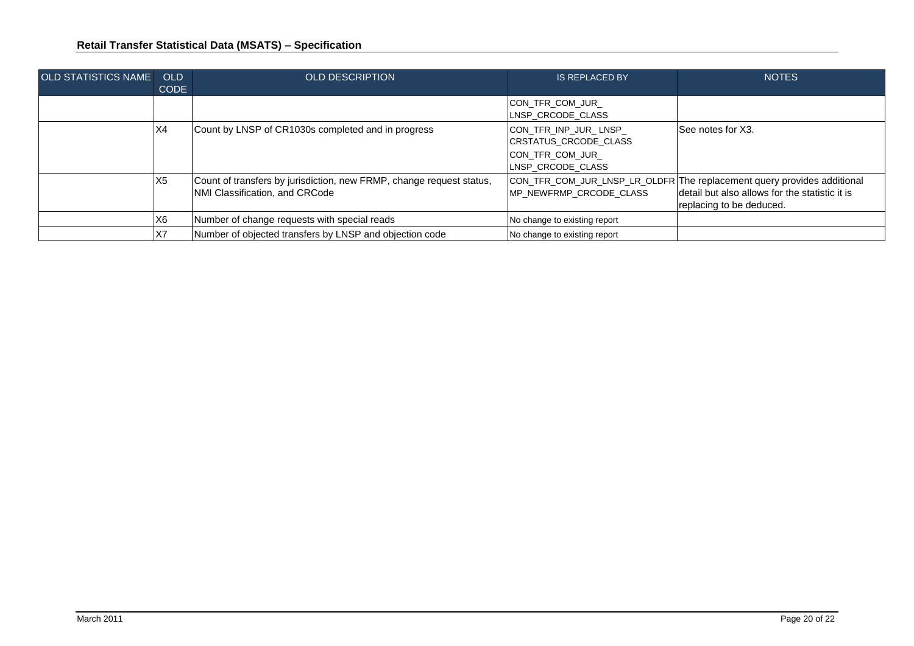| OLD STATISTICS NAME | OLD CODE | OLD DESCRIPTION | IS REPLACED BY | NOTES |
| --- | --- | --- | --- | --- |
| | | | CON_TFR_COM_JUR_ LNSP_CRCODE_CLASS | |
| | X4 | Count by LNSP of CR1030s completed and in progress | CON_TFR_INP_JUR_ LNSP_ CRSTATUS_CRCODE_CLASS<br>CON_TFR_COM_JUR_ LNSP_CRCODE_CLASS | See notes for X3. |
| | X5 | Count of transfers by jurisdiction, new FRMP, change request status, NMI Classification, and CRCode | CON_TFR_COM_JUR_LNSP_LR_OLDFRMP_NEWFRMP_CRCODE_CLASS | The replacement query provides additional detail but also allows for the statistic it is replacing to be deduced. |
| | X6 | Number of change requests with special reads | No change to existing report | |
| | X7 | Number of objected transfers by LNSP and objection code | No change to existing report | |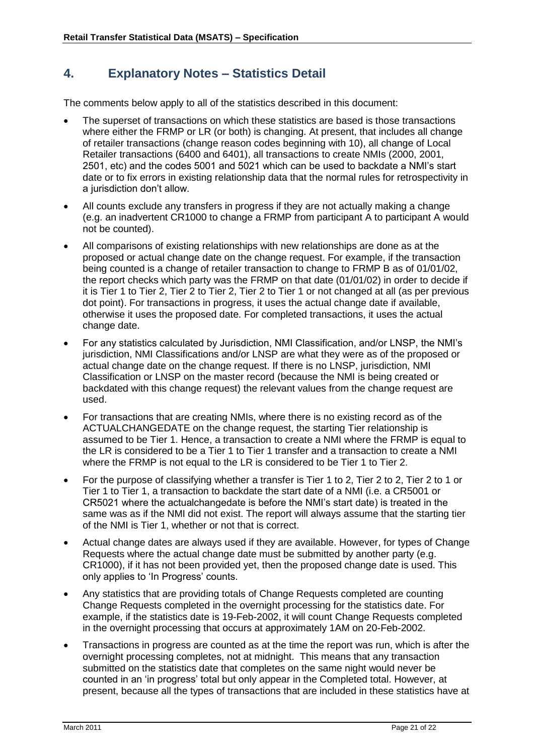## 4. Explanatory Notes – Statistics Detail

The comments below apply to all of the statistics described in this document:

- The superset of transactions on which these statistics are based is those transactions where either the FRMP or LR (or both) is changing. At present, that includes all change of retailer transactions (change reason codes beginning with 10), all change of Local Retailer transactions (6400 and 6401), all transactions to create NMIs (2000, 2001, 2501, etc) and the codes 5001 and 5021 which can be used to backdate a NMI's start date or to fix errors in existing relationship data that the normal rules for retrospectivity in a jurisdiction don't allow.
- All counts exclude any transfers in progress if they are not actually making a change (e.g. an inadvertent CR1000 to change a FRMP from participant A to participant A would not be counted).
- All comparisons of existing relationships with new relationships are done as at the proposed or actual change date on the change request. For example, if the transaction being counted is a change of retailer transaction to change to FRMP B as of 01/01/02, the report checks which party was the FRMP on that date (01/01/02) in order to decide if it is Tier 1 to Tier 2, Tier 2 to Tier 2, Tier 2 to Tier 1 or not changed at all (as per previous dot point). For transactions in progress, it uses the actual change date if available, otherwise it uses the proposed date. For completed transactions, it uses the actual change date.
- For any statistics calculated by Jurisdiction, NMI Classification, and/or LNSP, the NMI's jurisdiction, NMI Classifications and/or LNSP are what they were as of the proposed or actual change date on the change request. If there is no LNSP, jurisdiction, NMI Classification or LNSP on the master record (because the NMI is being created or backdated with this change request) the relevant values from the change request are used.
- For transactions that are creating NMIs, where there is no existing record as of the ACTUALCHANGEDATE on the change request, the starting Tier relationship is assumed to be Tier 1. Hence, a transaction to create a NMI where the FRMP is equal to the LR is considered to be a Tier 1 to Tier 1 transfer and a transaction to create a NMI where the FRMP is not equal to the LR is considered to be Tier 1 to Tier 2.
- For the purpose of classifying whether a transfer is Tier 1 to 2, Tier 2 to 2, Tier 2 to 1 or Tier 1 to Tier 1, a transaction to backdate the start date of a NMI (i.e. a CR5001 or CR5021 where the actualchangedate is before the NMI's start date) is treated in the same was as if the NMI did not exist. The report will always assume that the starting tier of the NMI is Tier 1, whether or not that is correct.
- Actual change dates are always used if they are available. However, for types of Change Requests where the actual change date must be submitted by another party (e.g. CR1000), if it has not been provided yet, then the proposed change date is used. This only applies to 'In Progress' counts.
- Any statistics that are providing totals of Change Requests completed are counting Change Requests completed in the overnight processing for the statistics date. For example, if the statistics date is 19-Feb-2002, it will count Change Requests completed in the overnight processing that occurs at approximately 1AM on 20-Feb-2002.
- Transactions in progress are counted as at the time the report was run, which is after the overnight processing completes, not at midnight. This means that any transaction submitted on the statistics date that completes on the same night would never be counted in an 'in progress' total but only appear in the Completed total. However, at present, because all the types of transactions that are included in these statistics have at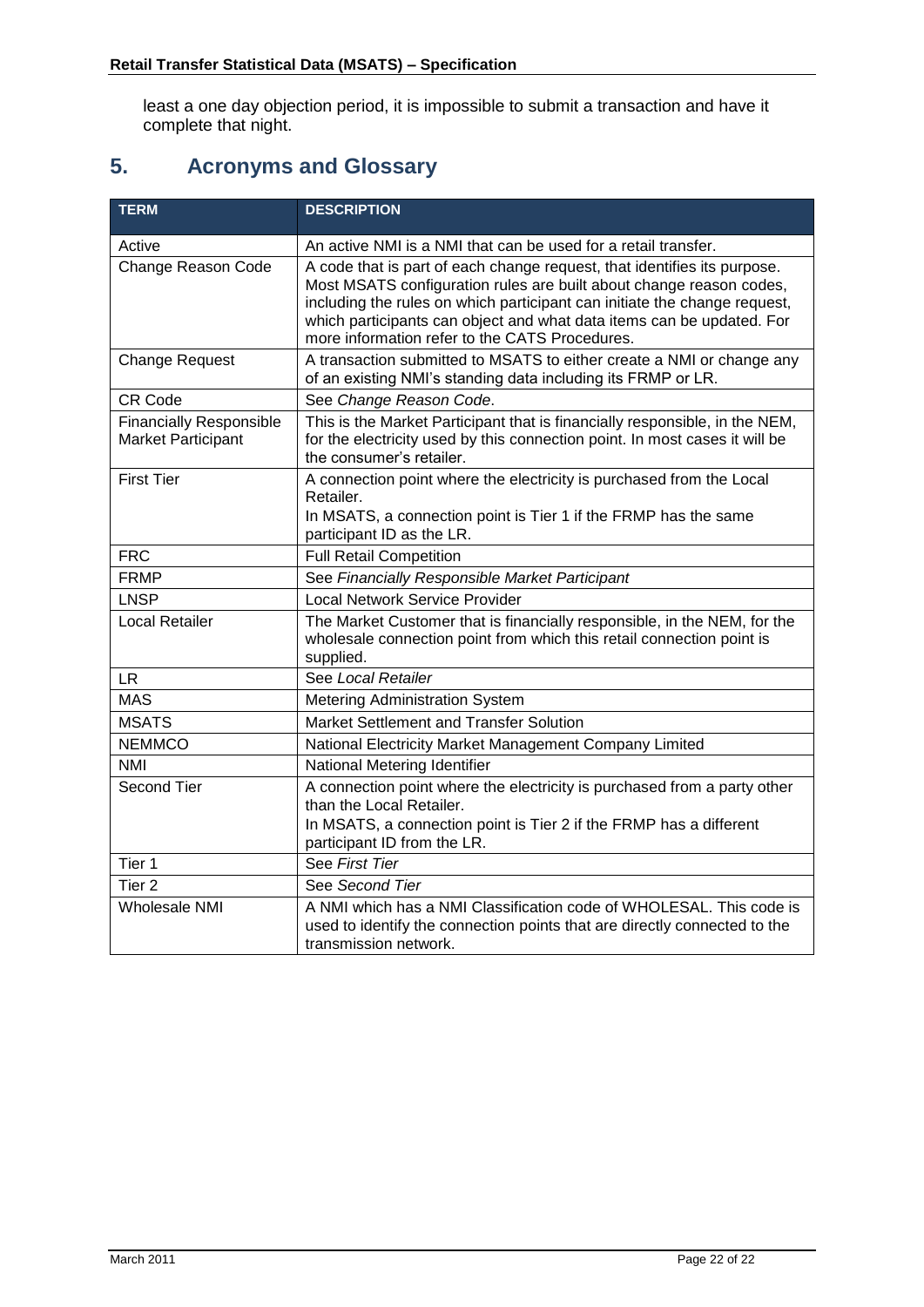least a one day objection period, it is impossible to submit a transaction and have it complete that night.

# 5. Acronyms and Glossary

| TERM | DESCRIPTION |
|---|---|
| Active | An active NMI is a NMI that can be used for a retail transfer. |
| Change Reason Code | A code that is part of each change request, that identifies its purpose. Most MSATS configuration rules are built about change reason codes, including the rules on which participant can initiate the change request, which participants can object and what data items can be updated. For more information refer to the CATS Procedures. |
| Change Request | A transaction submitted to MSATS to either create a NMI or change any of an existing NMI's standing data including its FRMP or LR. |
| CR Code | See *Change Reason Code*. |
| Financially Responsible Market Participant | This is the Market Participant that is financially responsible, in the NEM, for the electricity used by this connection point. In most cases it will be the consumer's retailer. |
| First Tier | A connection point where the electricity is purchased from the Local Retailer.<br>In MSATS, a connection point is Tier 1 if the FRMP has the same participant ID as the LR. |
| FRC | Full Retail Competition |
| FRMP | See *Financially Responsible Market Participant* |
| LNSP | Local Network Service Provider |
| Local Retailer | The Market Customer that is financially responsible, in the NEM, for the wholesale connection point from which this retail connection point is supplied. |
| LR | See *Local Retailer* |
| MAS | Metering Administration System |
| MSATS | Market Settlement and Transfer Solution |
| NEMMCO | National Electricity Market Management Company Limited |
| NMI | National Metering Identifier |
| Second Tier | A connection point where the electricity is purchased from a party other than the Local Retailer.<br>In MSATS, a connection point is Tier 2 if the FRMP has a different participant ID from the LR. |
| Tier 1 | See *First Tier* |
| Tier 2 | See *Second Tier* |
| Wholesale NMI | A NMI which has a NMI Classification code of WHOLESAL. This code is used to identify the connection points that are directly connected to the transmission network. |